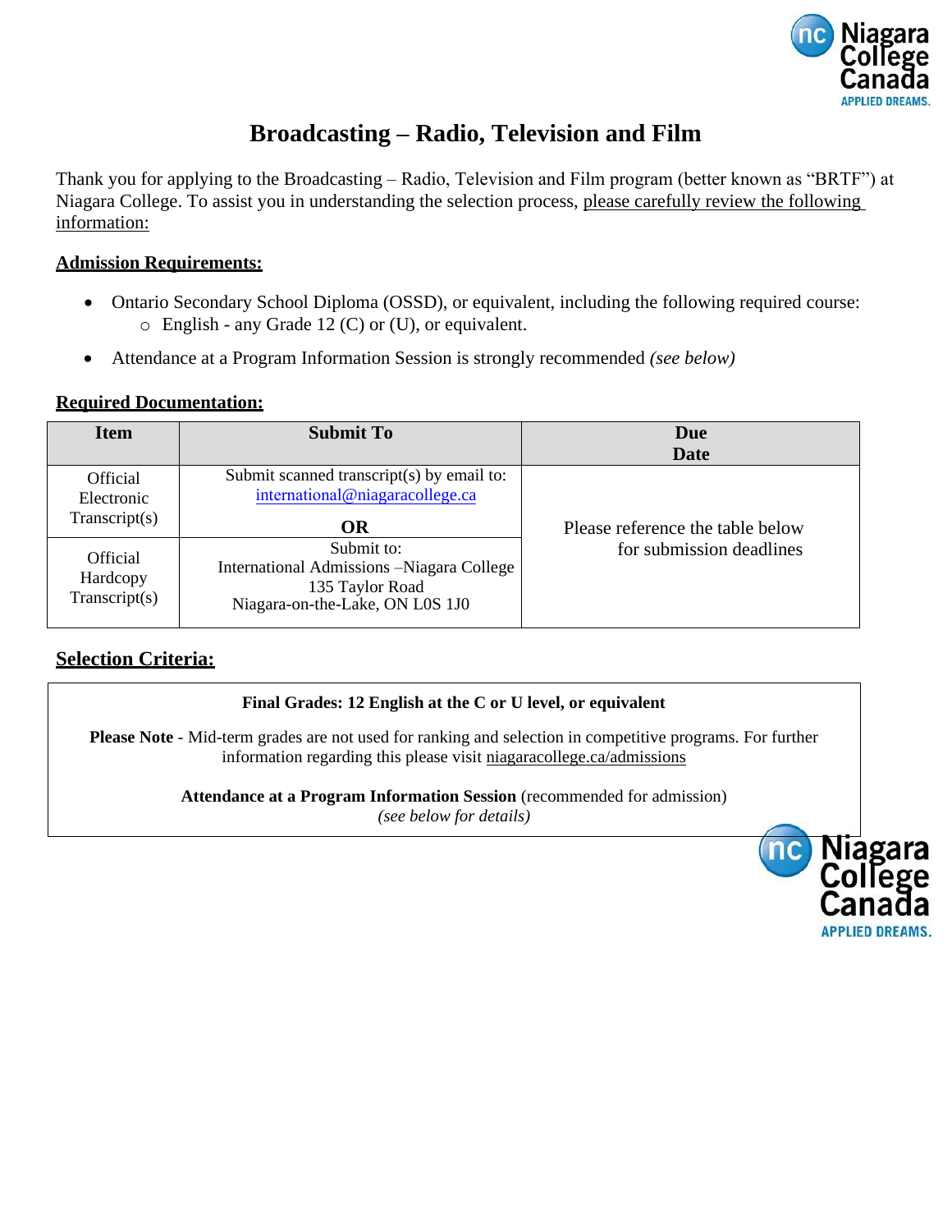# Broadcasting – Radio, Television and Film

Thank you for applying to the Broadcasting – Radio, Television and Film program (better known as "BRTF") at Niagara College. To assist you in understanding the selection process, please carefully review the following information:

## Admission Requirements:

- Ontario Secondary School Diploma (OSSD), or equivalent, including the following required course:
  - English - any Grade 12 (C) or (U), or equivalent.
- Attendance at a Program Information Session is strongly recommended *(see below)*

## Required Documentation:

| Item | Submit To | Due Date |
|---|---|---|
| Official Electronic Transcript(s) | Submit scanned transcript(s) by email to: international@niagaracollege.ca<br>**OR** | Please reference the table below for submission deadlines |
| Official Hardcopy Transcript(s) | Submit to:<br>International Admissions –Niagara College<br>135 Taylor Road<br>Niagara-on-the-Lake, ON L0S 1J0 | |

## Selection Criteria:

**Final Grades: 12 English at the C or U level, or equivalent**

**Please Note** - Mid-term grades are not used for ranking and selection in competitive programs. For further information regarding this please visit niagaracollege.ca/admissions

**Attendance at a Program Information Session** (recommended for admission)
*(see below for details)*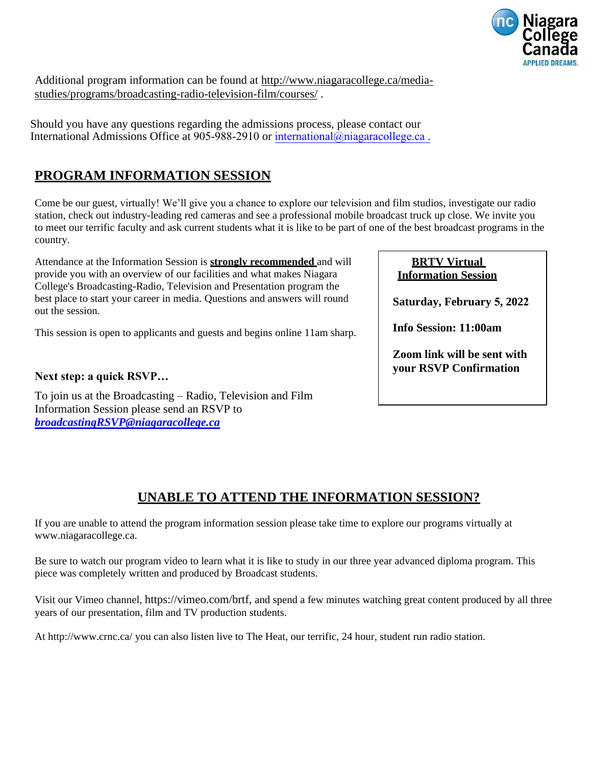Additional program information can be found at http://www.niagaracollege.ca/media-studies/programs/broadcasting-radio-television-film/courses/ .

Should you have any questions regarding the admissions process, please contact our International Admissions Office at 905-988-2910 or international@niagaracollege.ca .

## PROGRAM INFORMATION SESSION

Come be our guest, virtually! We'll give you a chance to explore our television and film studios, investigate our radio station, check out industry-leading red cameras and see a professional mobile broadcast truck up close. We invite you to meet our terrific faculty and ask current students what it is like to be part of one of the best broadcast programs in the country.

Attendance at the Information Session is **strongly recommended** and will provide you with an overview of our facilities and what makes Niagara College's Broadcasting-Radio, Television and Presentation program the best place to start your career in media. Questions and answers will round out the session.

This session is open to applicants and guests and begins online 11am sharp.

**BRTV Virtual Information Session**

**Saturday, February 5, 2022**

**Info Session: 11:00am**

**Zoom link will be sent with your RSVP Confirmation**

**Next step: a quick RSVP…**

To join us at the Broadcasting – Radio, Television and Film Information Session please send an RSVP to ***broadcastingRSVP@niagaracollege.ca***

## UNABLE TO ATTEND THE INFORMATION SESSION?

If you are unable to attend the program information session please take time to explore our programs virtually at www.niagaracollege.ca.

Be sure to watch our program video to learn what it is like to study in our three year advanced diploma program. This piece was completely written and produced by Broadcast students.

Visit our Vimeo channel, https://vimeo.com/brtf, and spend a few minutes watching great content produced by all three years of our presentation, film and TV production students.

At http://www.crnc.ca/ you can also listen live to The Heat, our terrific, 24 hour, student run radio station.